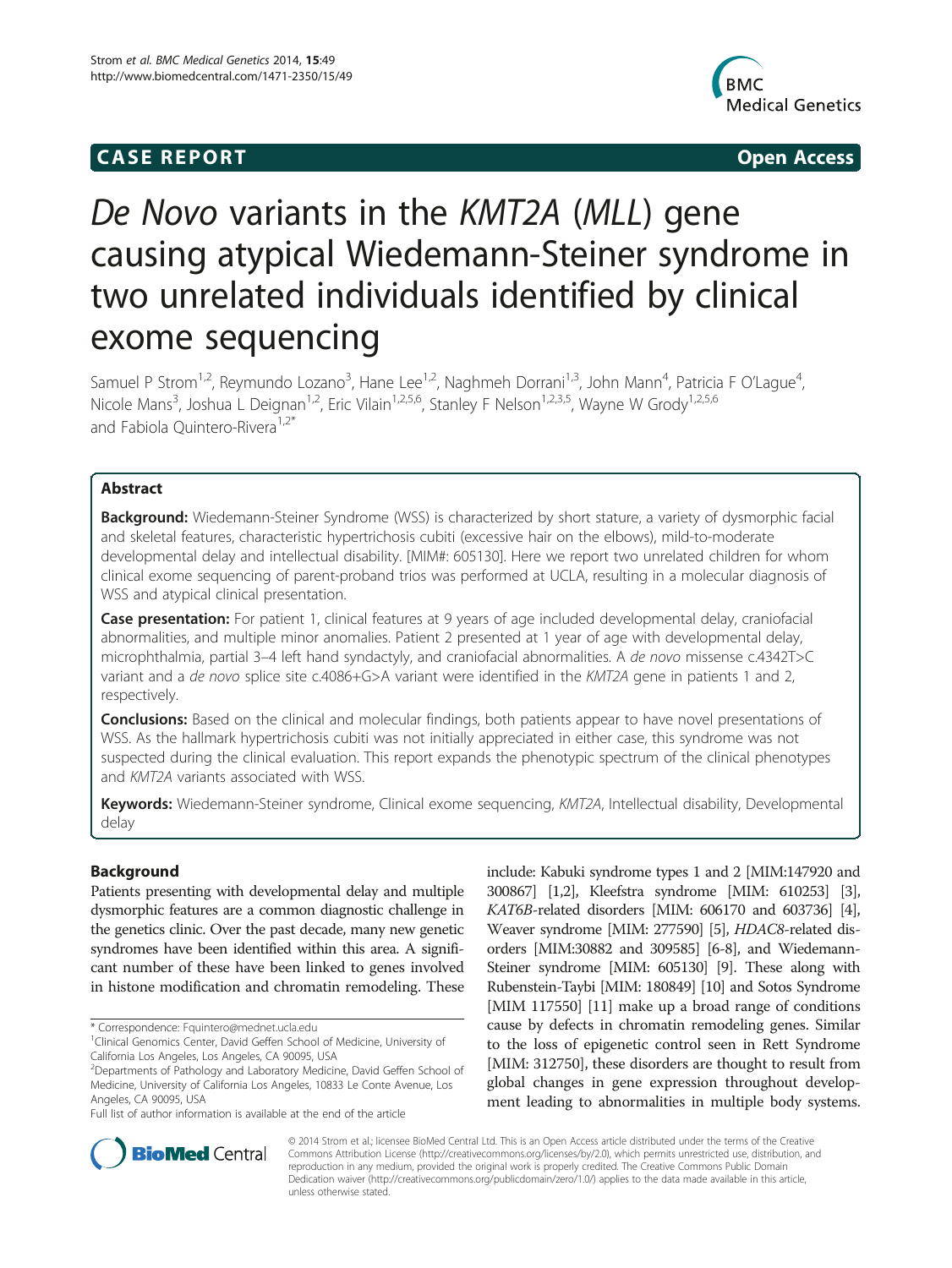**CASE REPORT** **Open Access**

# *De Novo* variants in the *KMT2A* (*MLL*) gene causing atypical Wiedemann-Steiner syndrome in two unrelated individuals identified by clinical exome sequencing

Samuel P Strom[1,2], Reymundo Lozano[3], Hane Lee[1,2], Naghmeh Dorrani[1,3], John Mann[4], Patricia F O'Lague[4], Nicole Mans[3], Joshua L Deignan[1,2], Eric Vilain[1,2,5,6], Stanley F Nelson[1,2,3,5], Wayne W Grody[1,2,5,6] and Fabiola Quintero-Rivera[1,2*]

## Abstract

**Background:** Wiedemann-Steiner Syndrome (WSS) is characterized by short stature, a variety of dysmorphic facial and skeletal features, characteristic hypertrichosis cubiti (excessive hair on the elbows), mild-to-moderate developmental delay and intellectual disability. [MIM#: 605130]. Here we report two unrelated children for whom clinical exome sequencing of parent-proband trios was performed at UCLA, resulting in a molecular diagnosis of WSS and atypical clinical presentation.

**Case presentation:** For patient 1, clinical features at 9 years of age included developmental delay, craniofacial abnormalities, and multiple minor anomalies. Patient 2 presented at 1 year of age with developmental delay, microphthalmia, partial 3–4 left hand syndactyly, and craniofacial abnormalities. A *de novo* missense c.4342T>C variant and a *de novo* splice site c.4086+G>A variant were identified in the *KMT2A* gene in patients 1 and 2, respectively.

**Conclusions:** Based on the clinical and molecular findings, both patients appear to have novel presentations of WSS. As the hallmark hypertrichosis cubiti was not initially appreciated in either case, this syndrome was not suspected during the clinical evaluation. This report expands the phenotypic spectrum of the clinical phenotypes and *KMT2A* variants associated with WSS.

**Keywords:** Wiedemann-Steiner syndrome, Clinical exome sequencing, *KMT2A*, Intellectual disability, Developmental delay

## Background

Patients presenting with developmental delay and multiple dysmorphic features are a common diagnostic challenge in the genetics clinic. Over the past decade, many new genetic syndromes have been identified within this area. A significant number of these have been linked to genes involved in histone modification and chromatin remodeling. These include: Kabuki syndrome types 1 and 2 [MIM:147920 and 300867] [1,2], Kleefstra syndrome [MIM: 610253] [3], *KAT6B*-related disorders [MIM: 606170 and 603736] [4], Weaver syndrome [MIM: 277590] [5], *HDAC8*-related disorders [MIM:30882 and 309585] [6-8], and Wiedemann-Steiner syndrome [MIM: 605130] [9]. These along with Rubenstein-Taybi [MIM: 180849] [10] and Sotos Syndrome [MIM 117550] [11] make up a broad range of conditions cause by defects in chromatin remodeling genes. Similar to the loss of epigenetic control seen in Rett Syndrome [MIM: 312750], these disorders are thought to result from global changes in gene expression throughout development leading to abnormalities in multiple body systems.

\* Correspondence: Fquintero@mednet.ucla.edu
[1]Clinical Genomics Center, David Geffen School of Medicine, University of California Los Angeles, Los Angeles, CA 90095, USA
[2]Departments of Pathology and Laboratory Medicine, David Geffen School of Medicine, University of California Los Angeles, 10833 Le Conte Avenue, Los Angeles, CA 90095, USA
Full list of author information is available at the end of the article

© 2014 Strom et al.; licensee BioMed Central Ltd. This is an Open Access article distributed under the terms of the Creative Commons Attribution License (http://creativecommons.org/licenses/by/2.0), which permits unrestricted use, distribution, and reproduction in any medium, provided the original work is properly credited. The Creative Commons Public Domain Dedication waiver (http://creativecommons.org/publicdomain/zero/1.0/) applies to the data made available in this article, unless otherwise stated.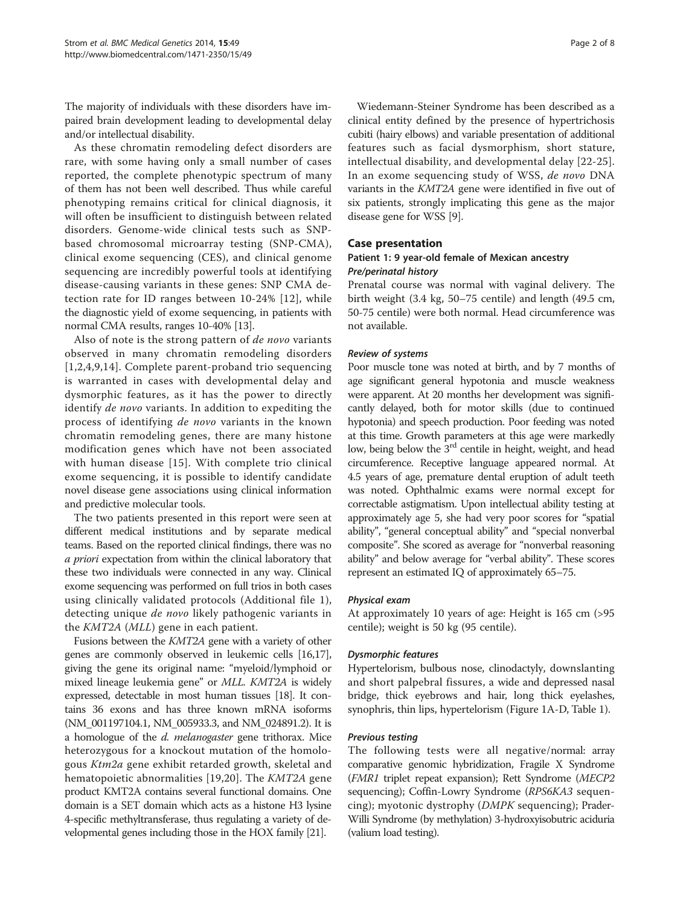The majority of individuals with these disorders have impaired brain development leading to developmental delay and/or intellectual disability.

As these chromatin remodeling defect disorders are rare, with some having only a small number of cases reported, the complete phenotypic spectrum of many of them has not been well described. Thus while careful phenotyping remains critical for clinical diagnosis, it will often be insufficient to distinguish between related disorders. Genome-wide clinical tests such as SNP-based chromosomal microarray testing (SNP-CMA), clinical exome sequencing (CES), and clinical genome sequencing are incredibly powerful tools at identifying disease-causing variants in these genes: SNP CMA detection rate for ID ranges between 10-24% [12], while the diagnostic yield of exome sequencing, in patients with normal CMA results, ranges 10-40% [13].

Also of note is the strong pattern of *de novo* variants observed in many chromatin remodeling disorders [1,2,4,9,14]. Complete parent-proband trio sequencing is warranted in cases with developmental delay and dysmorphic features, as it has the power to directly identify *de novo* variants. In addition to expediting the process of identifying *de novo* variants in the known chromatin remodeling genes, there are many histone modification genes which have not been associated with human disease [15]. With complete trio clinical exome sequencing, it is possible to identify candidate novel disease gene associations using clinical information and predictive molecular tools.

The two patients presented in this report were seen at different medical institutions and by separate medical teams. Based on the reported clinical findings, there was no *a priori* expectation from within the clinical laboratory that these two individuals were connected in any way. Clinical exome sequencing was performed on full trios in both cases using clinically validated protocols (Additional file 1), detecting unique *de novo* likely pathogenic variants in the *KMT2A* (*MLL*) gene in each patient.

Fusions between the *KMT2A* gene with a variety of other genes are commonly observed in leukemic cells [16,17], giving the gene its original name: "myeloid/lymphoid or mixed lineage leukemia gene" or *MLL*. *KMT2A* is widely expressed, detectable in most human tissues [18]. It contains 36 exons and has three known mRNA isoforms (NM_001197104.1, NM_005933.3, and NM_024891.2). It is a homologue of the *d. melanogaster* gene trithorax. Mice heterozygous for a knockout mutation of the homologous *Ktm2a* gene exhibit retarded growth, skeletal and hematopoietic abnormalities [19,20]. The *KMT2A* gene product KMT2A contains several functional domains. One domain is a SET domain which acts as a histone H3 lysine 4-specific methyltransferase, thus regulating a variety of developmental genes including those in the HOX family [21].

Wiedemann-Steiner Syndrome has been described as a clinical entity defined by the presence of hypertrichosis cubiti (hairy elbows) and variable presentation of additional features such as facial dysmorphism, short stature, intellectual disability, and developmental delay [22-25]. In an exome sequencing study of WSS, *de novo* DNA variants in the *KMT2A* gene were identified in five out of six patients, strongly implicating this gene as the major disease gene for WSS [9].

## Case presentation

### Patient 1: 9 year-old female of Mexican ancestry

#### *Pre/perinatal history*

Prenatal course was normal with vaginal delivery. The birth weight (3.4 kg, 50–75 centile) and length (49.5 cm, 50-75 centile) were both normal. Head circumference was not available.

#### *Review of systems*

Poor muscle tone was noted at birth, and by 7 months of age significant general hypotonia and muscle weakness were apparent. At 20 months her development was significantly delayed, both for motor skills (due to continued hypotonia) and speech production. Poor feeding was noted at this time. Growth parameters at this age were markedly low, being below the 3rd centile in height, weight, and head circumference. Receptive language appeared normal. At 4.5 years of age, premature dental eruption of adult teeth was noted. Ophthalmic exams were normal except for correctable astigmatism. Upon intellectual ability testing at approximately age 5, she had very poor scores for "spatial ability", "general conceptual ability" and "special nonverbal composite". She scored as average for "nonverbal reasoning ability" and below average for "verbal ability". These scores represent an estimated IQ of approximately 65–75.

#### *Physical exam*

At approximately 10 years of age: Height is 165 cm (>95 centile); weight is 50 kg (95 centile).

#### *Dysmorphic features*

Hypertelorism, bulbous nose, clinodactyly, downslanting and short palpebral fissures, a wide and depressed nasal bridge, thick eyebrows and hair, long thick eyelashes, synophris, thin lips, hypertelorism (Figure 1A-D, Table 1).

#### *Previous testing*

The following tests were all negative/normal: array comparative genomic hybridization, Fragile X Syndrome (*FMR1* triplet repeat expansion); Rett Syndrome (*MECP2* sequencing); Coffin-Lowry Syndrome (*RPS6KA3* sequencing); myotonic dystrophy (*DMPK* sequencing); Prader-Willi Syndrome (by methylation) 3-hydroxyisobutric aciduria (valium load testing).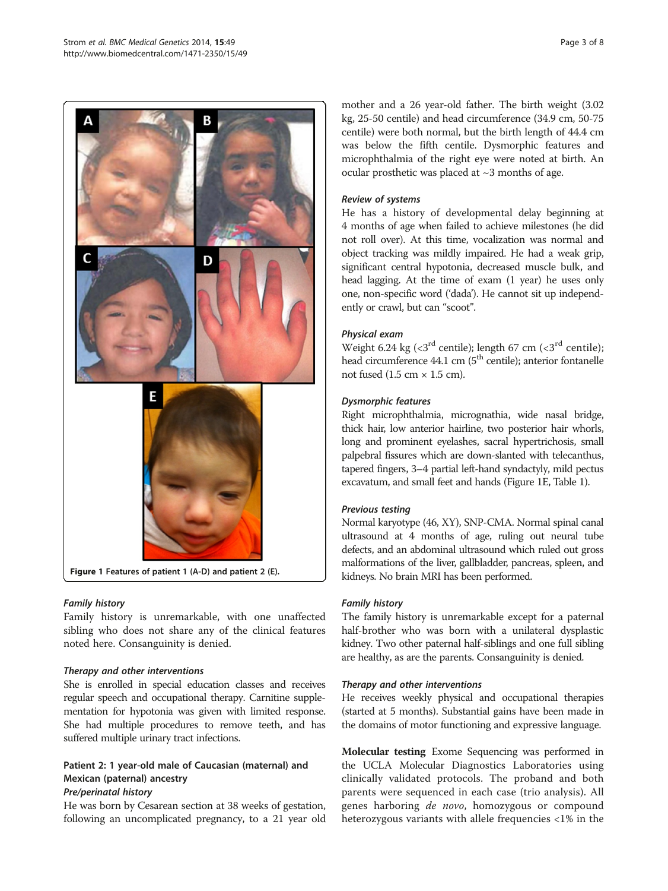Figure 1 Features of patient 1 (A-D) and patient 2 (E).

#### Family history

Family history is unremarkable, with one unaffected sibling who does not share any of the clinical features noted here. Consanguinity is denied.

#### Therapy and other interventions

She is enrolled in special education classes and receives regular speech and occupational therapy. Carnitine supplementation for hypotonia was given with limited response. She had multiple procedures to remove teeth, and has suffered multiple urinary tract infections.

### Patient 2: 1 year-old male of Caucasian (maternal) and Mexican (paternal) ancestry

#### Pre/perinatal history

He was born by Cesarean section at 38 weeks of gestation, following an uncomplicated pregnancy, to a 21 year old mother and a 26 year-old father. The birth weight (3.02 kg, 25-50 centile) and head circumference (34.9 cm, 50-75 centile) were both normal, but the birth length of 44.4 cm was below the fifth centile. Dysmorphic features and microphthalmia of the right eye were noted at birth. An ocular prosthetic was placed at ~3 months of age.

#### Review of systems

He has a history of developmental delay beginning at 4 months of age when failed to achieve milestones (he did not roll over). At this time, vocalization was normal and object tracking was mildly impaired. He had a weak grip, significant central hypotonia, decreased muscle bulk, and head lagging. At the time of exam (1 year) he uses only one, non-specific word ('dada'). He cannot sit up independently or crawl, but can "scoot".

#### Physical exam

Weight 6.24 kg (<3rd centile); length 67 cm (<3rd centile); head circumference 44.1 cm (5th centile); anterior fontanelle not fused (1.5 cm × 1.5 cm).

#### Dysmorphic features

Right microphthalmia, micrognathia, wide nasal bridge, thick hair, low anterior hairline, two posterior hair whorls, long and prominent eyelashes, sacral hypertrichosis, small palpebral fissures which are down-slanted with telecanthus, tapered fingers, 3–4 partial left-hand syndactyly, mild pectus excavatum, and small feet and hands (Figure 1E, Table 1).

#### Previous testing

Normal karyotype (46, XY), SNP-CMA. Normal spinal canal ultrasound at 4 months of age, ruling out neural tube defects, and an abdominal ultrasound which ruled out gross malformations of the liver, gallbladder, pancreas, spleen, and kidneys. No brain MRI has been performed.

#### Family history

The family history is unremarkable except for a paternal half-brother who was born with a unilateral dysplastic kidney. Two other paternal half-siblings and one full sibling are healthy, as are the parents. Consanguinity is denied.

#### Therapy and other interventions

He receives weekly physical and occupational therapies (started at 5 months). Substantial gains have been made in the domains of motor functioning and expressive language.

**Molecular testing** Exome Sequencing was performed in the UCLA Molecular Diagnostics Laboratories using clinically validated protocols. The proband and both parents were sequenced in each case (trio analysis). All genes harboring *de novo*, homozygous or compound heterozygous variants with allele frequencies <1% in the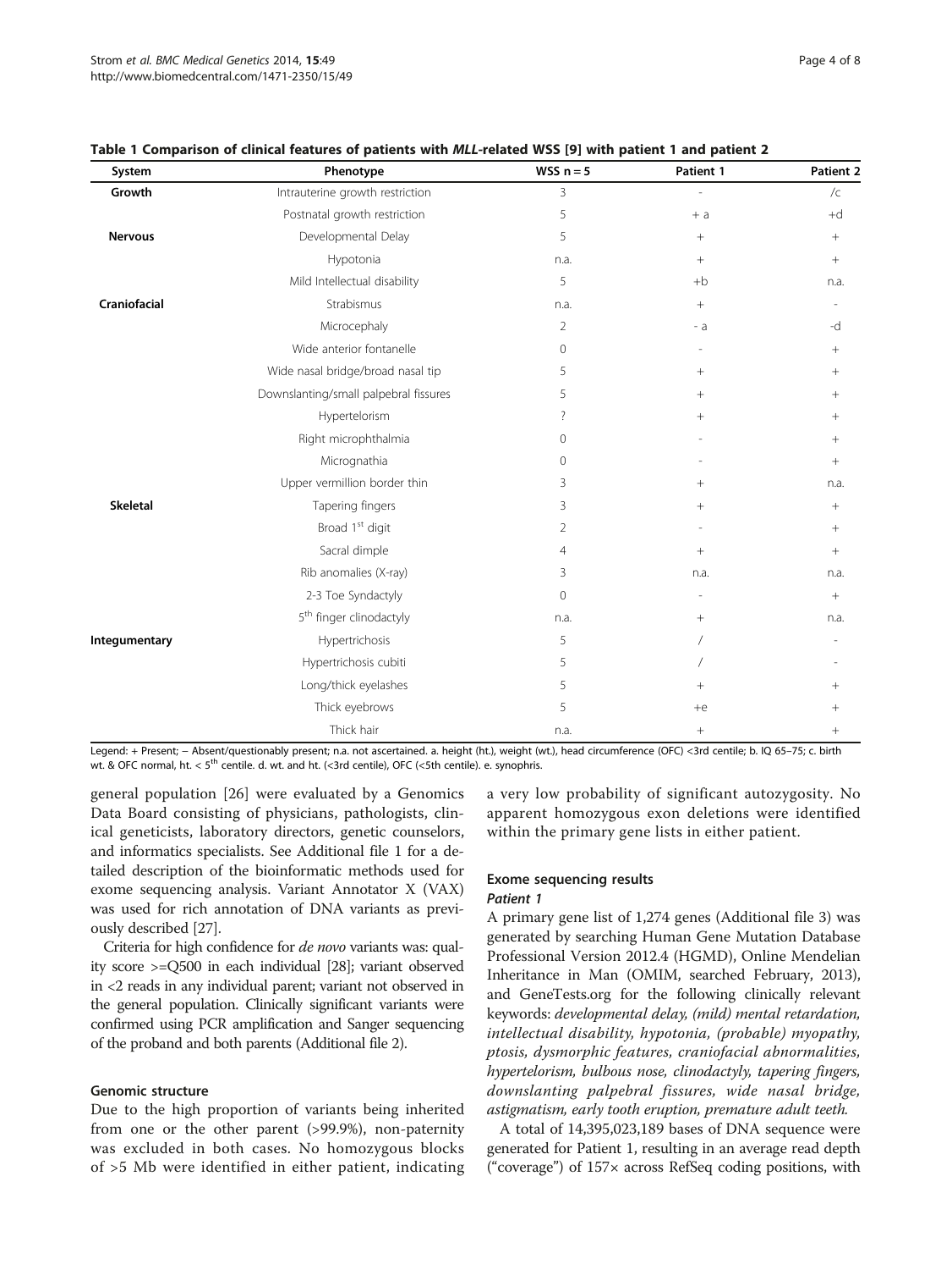**Table 1 Comparison of clinical features of patients with *MLL*-related WSS [9] with patient 1 and patient 2**

| System | Phenotype | WSS n = 5 | Patient 1 | Patient 2 |
|---|---|---|---|---|
| **Growth** | Intrauterine growth restriction | 3 | - | /c |
| | Postnatal growth restriction | 5 | + a | +d |
| **Nervous** | Developmental Delay | 5 | + | + |
| | Hypotonia | n.a. | + | + |
| | Mild Intellectual disability | 5 | +b | n.a. |
| **Craniofacial** | Strabismus | n.a. | + | - |
| | Microcephaly | 2 | - a | -d |
| | Wide anterior fontanelle | 0 | - | + |
| | Wide nasal bridge/broad nasal tip | 5 | + | + |
| | Downslanting/small palpebral fissures | 5 | + | + |
| | Hypertelorism | ? | + | + |
| | Right microphthalmia | 0 | - | + |
| | Micrognathia | 0 | - | + |
| | Upper vermillion border thin | 3 | + | n.a. |
| **Skeletal** | Tapering fingers | 3 | + | + |
| | Broad 1st digit | 2 | - | + |
| | Sacral dimple | 4 | + | + |
| | Rib anomalies (X-ray) | 3 | n.a. | n.a. |
| | 2-3 Toe Syndactyly | 0 | - | + |
| | 5th finger clinodactyly | n.a. | + | n.a. |
| **Integumentary** | Hypertrichosis | 5 | / | - |
| | Hypertrichosis cubiti | 5 | / | - |
| | Long/thick eyelashes | 5 | + | + |
| | Thick eyebrows | 5 | +e | + |
| | Thick hair | n.a. | + | + |

Legend: + Present; − Absent/questionably present; n.a. not ascertained. a. height (ht.), weight (wt.), head circumference (OFC) <3rd centile; b. IQ 65–75; c. birth wt. & OFC normal, ht. < 5th centile. d. wt. and ht. (<3rd centile), OFC (<5th centile). e. synophris.

general population [26] were evaluated by a Genomics Data Board consisting of physicians, pathologists, clinical geneticists, laboratory directors, genetic counselors, and informatics specialists. See Additional file 1 for a detailed description of the bioinformatic methods used for exome sequencing analysis. Variant Annotator X (VAX) was used for rich annotation of DNA variants as previously described [27].

Criteria for high confidence for *de novo* variants was: quality score >=Q500 in each individual [28]; variant observed in <2 reads in any individual parent; variant not observed in the general population. Clinically significant variants were confirmed using PCR amplification and Sanger sequencing of the proband and both parents (Additional file 2).

### Genomic structure

Due to the high proportion of variants being inherited from one or the other parent (>99.9%), non-paternity was excluded in both cases. No homozygous blocks of >5 Mb were identified in either patient, indicating a very low probability of significant autozygosity. No apparent homozygous exon deletions were identified within the primary gene lists in either patient.

### Exome sequencing results

#### *Patient 1*

A primary gene list of 1,274 genes (Additional file 3) was generated by searching Human Gene Mutation Database Professional Version 2012.4 (HGMD), Online Mendelian Inheritance in Man (OMIM, searched February, 2013), and GeneTests.org for the following clinically relevant keywords: *developmental delay, (mild) mental retardation, intellectual disability, hypotonia, (probable) myopathy, ptosis, dysmorphic features, craniofacial abnormalities, hypertelorism, bulbous nose, clinodactyly, tapering fingers, downslanting palpebral fissures, wide nasal bridge, astigmatism, early tooth eruption, premature adult teeth.*

A total of 14,395,023,189 bases of DNA sequence were generated for Patient 1, resulting in an average read depth ("coverage") of 157× across RefSeq coding positions, with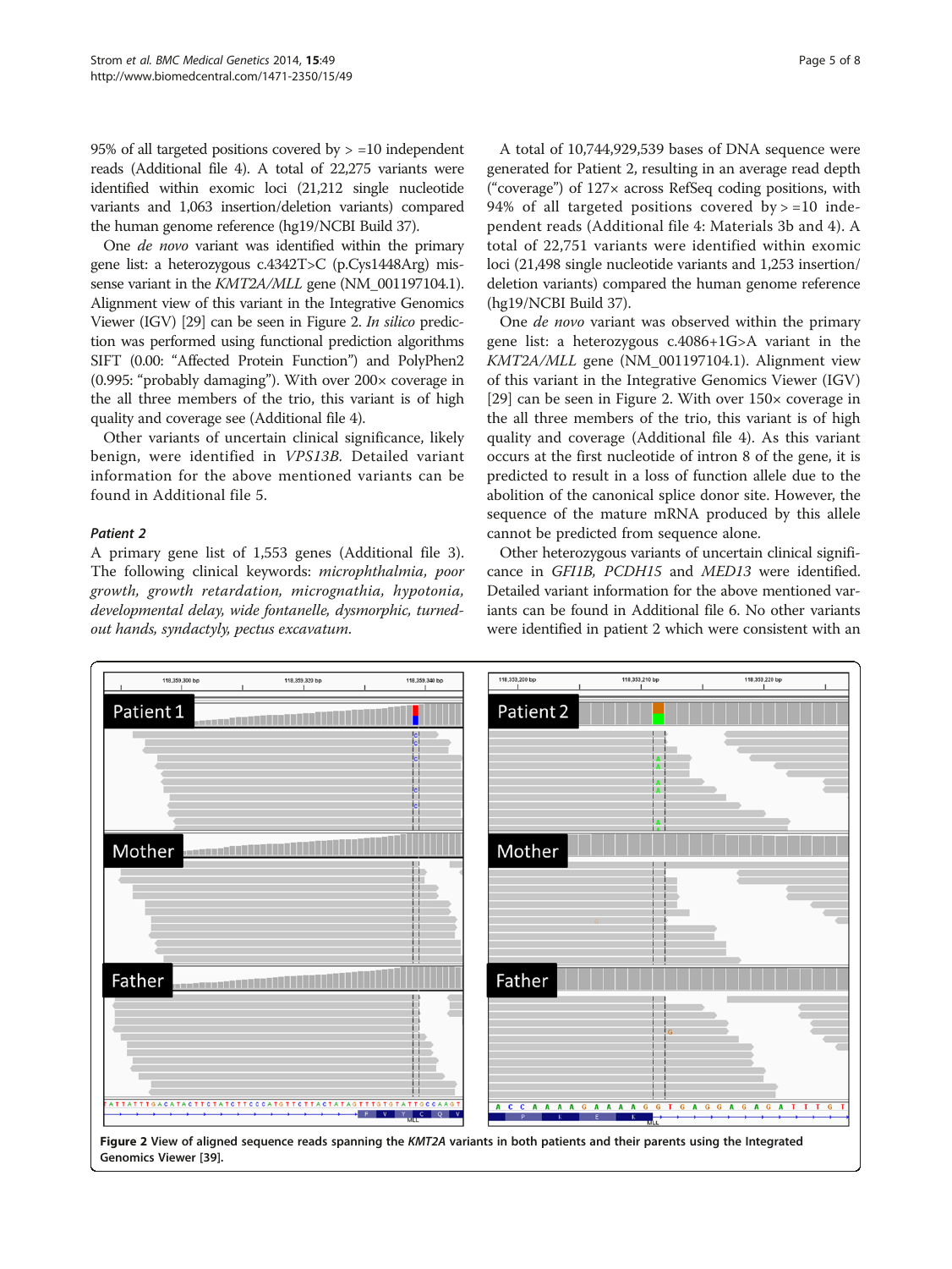95% of all targeted positions covered by > =10 independent reads (Additional file 4). A total of 22,275 variants were identified within exomic loci (21,212 single nucleotide variants and 1,063 insertion/deletion variants) compared the human genome reference (hg19/NCBI Build 37).

One *de novo* variant was identified within the primary gene list: a heterozygous c.4342T>C (p.Cys1448Arg) missense variant in the *KMT2A/MLL* gene (NM_001197104.1). Alignment view of this variant in the Integrative Genomics Viewer (IGV) [29] can be seen in Figure 2. *In silico* prediction was performed using functional prediction algorithms SIFT (0.00: "Affected Protein Function") and PolyPhen2 (0.995: "probably damaging"). With over 200× coverage in the all three members of the trio, this variant is of high quality and coverage see (Additional file 4).

Other variants of uncertain clinical significance, likely benign, were identified in *VPS13B*. Detailed variant information for the above mentioned variants can be found in Additional file 5.

### *Patient 2*

A primary gene list of 1,553 genes (Additional file 3). The following clinical keywords: *microphthalmia, poor growth, growth retardation, micrognathia, hypotonia, developmental delay, wide fontanelle, dysmorphic, turned-out hands, syndactyly, pectus excavatum.*

A total of 10,744,929,539 bases of DNA sequence were generated for Patient 2, resulting in an average read depth ("coverage") of 127× across RefSeq coding positions, with 94% of all targeted positions covered by > =10 independent reads (Additional file 4: Materials 3b and 4). A total of 22,751 variants were identified within exomic loci (21,498 single nucleotide variants and 1,253 insertion/deletion variants) compared the human genome reference (hg19/NCBI Build 37).

One *de novo* variant was observed within the primary gene list: a heterozygous c.4086+1G>A variant in the *KMT2A/MLL* gene (NM_001197104.1). Alignment view of this variant in the Integrative Genomics Viewer (IGV) [29] can be seen in Figure 2. With over 150× coverage in the all three members of the trio, this variant is of high quality and coverage (Additional file 4). As this variant occurs at the first nucleotide of intron 8 of the gene, it is predicted to result in a loss of function allele due to the abolition of the canonical splice donor site. However, the sequence of the mature mRNA produced by this allele cannot be predicted from sequence alone.

Other heterozygous variants of uncertain clinical significance in *GFI1B, PCDH15* and *MED13* were identified. Detailed variant information for the above mentioned variants can be found in Additional file 6. No other variants were identified in patient 2 which were consistent with an

**Figure 2** View of aligned sequence reads spanning the *KMT2A* variants in both patients and their parents using the Integrated Genomics Viewer [39].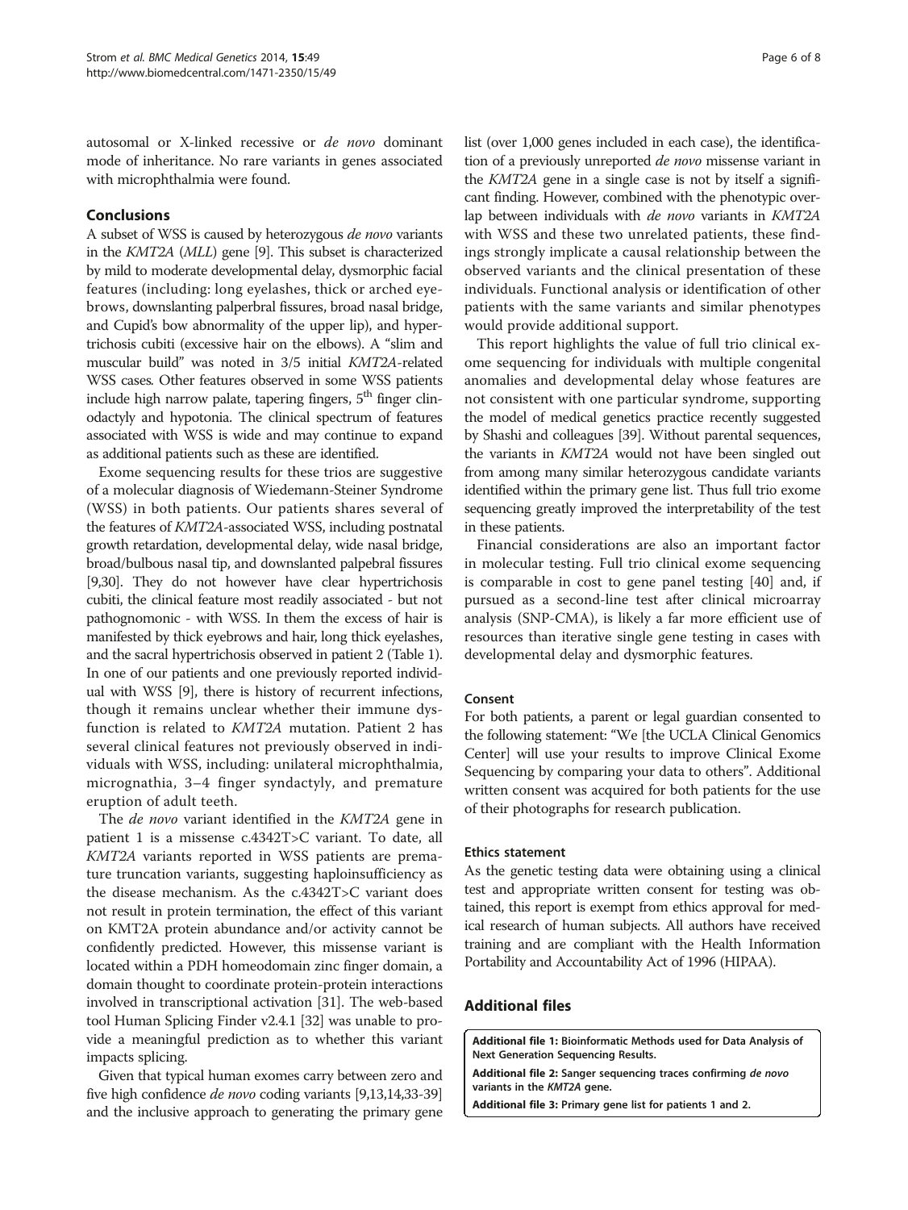autosomal or X-linked recessive or *de novo* dominant mode of inheritance. No rare variants in genes associated with microphthalmia were found.

## Conclusions

A subset of WSS is caused by heterozygous *de novo* variants in the *KMT2A* (*MLL*) gene [9]. This subset is characterized by mild to moderate developmental delay, dysmorphic facial features (including: long eyelashes, thick or arched eyebrows, downslanting palperbral fissures, broad nasal bridge, and Cupid's bow abnormality of the upper lip), and hypertrichosis cubiti (excessive hair on the elbows). A "slim and muscular build" was noted in 3/5 initial *KMT2A*-related WSS cases. Other features observed in some WSS patients include high narrow palate, tapering fingers, 5[th] finger clinodactyly and hypotonia. The clinical spectrum of features associated with WSS is wide and may continue to expand as additional patients such as these are identified.

Exome sequencing results for these trios are suggestive of a molecular diagnosis of Wiedemann-Steiner Syndrome (WSS) in both patients. Our patients shares several of the features of *KMT2A*-associated WSS, including postnatal growth retardation, developmental delay, wide nasal bridge, broad/bulbous nasal tip, and downslanted palpebral fissures [9,30]. They do not however have clear hypertrichosis cubiti, the clinical feature most readily associated - but not pathognomonic - with WSS. In them the excess of hair is manifested by thick eyebrows and hair, long thick eyelashes, and the sacral hypertrichosis observed in patient 2 (Table 1). In one of our patients and one previously reported individual with WSS [9], there is history of recurrent infections, though it remains unclear whether their immune dysfunction is related to *KMT2A* mutation. Patient 2 has several clinical features not previously observed in individuals with WSS, including: unilateral microphthalmia, micrognathia, 3–4 finger syndactyly, and premature eruption of adult teeth.

The *de novo* variant identified in the *KMT2A* gene in patient 1 is a missense c.4342T>C variant. To date, all *KMT2A* variants reported in WSS patients are premature truncation variants, suggesting haploinsufficiency as the disease mechanism. As the c.4342T>C variant does not result in protein termination, the effect of this variant on KMT2A protein abundance and/or activity cannot be confidently predicted. However, this missense variant is located within a PDH homeodomain zinc finger domain, a domain thought to coordinate protein-protein interactions involved in transcriptional activation [31]. The web-based tool Human Splicing Finder v2.4.1 [32] was unable to provide a meaningful prediction as to whether this variant impacts splicing.

Given that typical human exomes carry between zero and five high confidence *de novo* coding variants [9,13,14,33-39] and the inclusive approach to generating the primary gene list (over 1,000 genes included in each case), the identification of a previously unreported *de novo* missense variant in the *KMT2A* gene in a single case is not by itself a significant finding. However, combined with the phenotypic overlap between individuals with *de novo* variants in *KMT2A* with WSS and these two unrelated patients, these findings strongly implicate a causal relationship between the observed variants and the clinical presentation of these individuals. Functional analysis or identification of other patients with the same variants and similar phenotypes would provide additional support.

This report highlights the value of full trio clinical exome sequencing for individuals with multiple congenital anomalies and developmental delay whose features are not consistent with one particular syndrome, supporting the model of medical genetics practice recently suggested by Shashi and colleagues [39]. Without parental sequences, the variants in *KMT2A* would not have been singled out from among many similar heterozygous candidate variants identified within the primary gene list. Thus full trio exome sequencing greatly improved the interpretability of the test in these patients.

Financial considerations are also an important factor in molecular testing. Full trio clinical exome sequencing is comparable in cost to gene panel testing [40] and, if pursued as a second-line test after clinical microarray analysis (SNP-CMA), is likely a far more efficient use of resources than iterative single gene testing in cases with developmental delay and dysmorphic features.

### Consent

For both patients, a parent or legal guardian consented to the following statement: "We [the UCLA Clinical Genomics Center] will use your results to improve Clinical Exome Sequencing by comparing your data to others". Additional written consent was acquired for both patients for the use of their photographs for research publication.

### Ethics statement

As the genetic testing data were obtaining using a clinical test and appropriate written consent for testing was obtained, this report is exempt from ethics approval for medical research of human subjects. All authors have received training and are compliant with the Health Information Portability and Accountability Act of 1996 (HIPAA).

## Additional files

**Additional file 1:** Bioinformatic Methods used for Data Analysis of Next Generation Sequencing Results.

**Additional file 2:** Sanger sequencing traces confirming *de novo* variants in the *KMT2A* gene.

**Additional file 3:** Primary gene list for patients 1 and 2.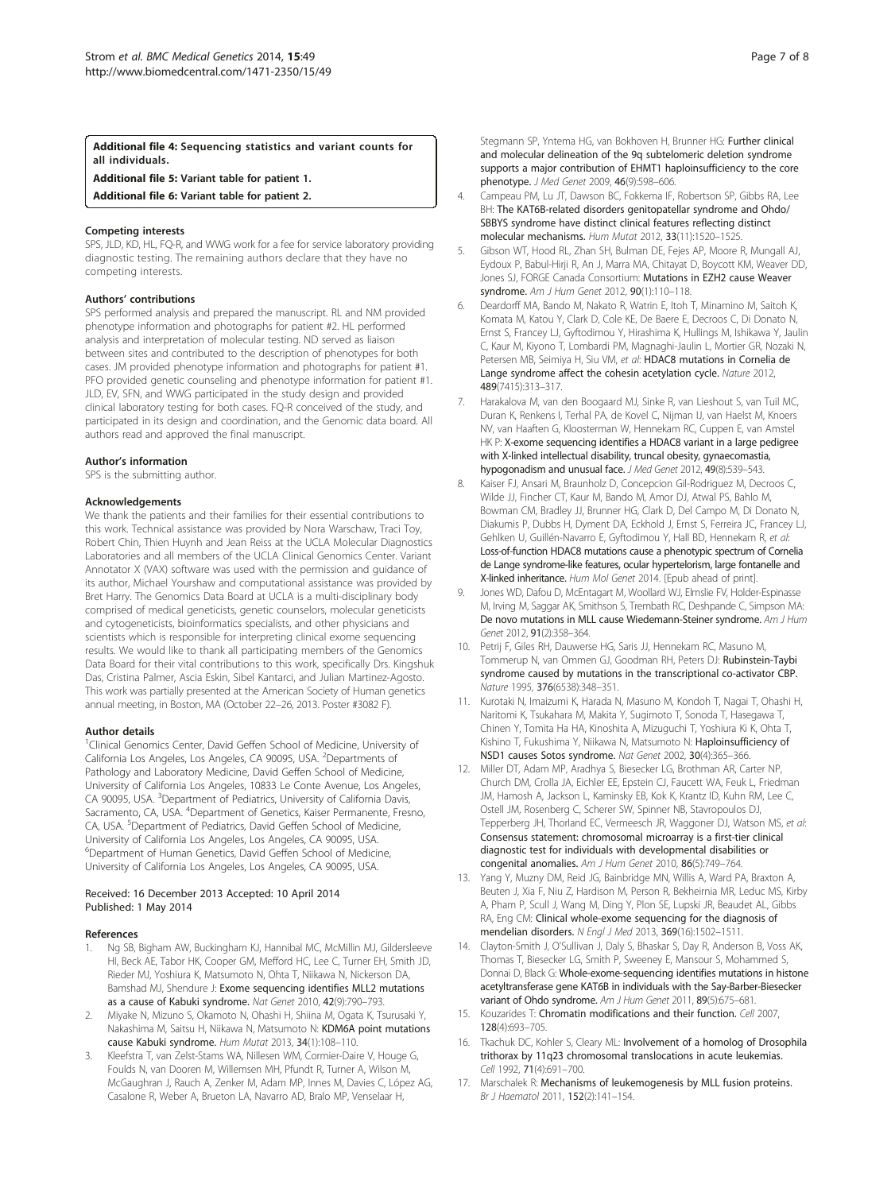**Additional file 4: Sequencing statistics and variant counts for all individuals.**

**Additional file 5: Variant table for patient 1.**

**Additional file 6: Variant table for patient 2.**

### Competing interests

SPS, JLD, KD, HL, FQ-R, and WWG work for a fee for service laboratory providing diagnostic testing. The remaining authors declare that they have no competing interests.

### Authors' contributions

SPS performed analysis and prepared the manuscript. RL and NM provided phenotype information and photographs for patient #2. HL performed analysis and interpretation of molecular testing. ND served as liaison between sites and contributed to the description of phenotypes for both cases. JM provided phenotype information and photographs for patient #1. PFO provided genetic counseling and phenotype information for patient #1. JLD, EV, SFN, and WWG participated in the study design and provided clinical laboratory testing for both cases. FQ-R conceived of the study, and participated in its design and coordination, and the Genomic data board. All authors read and approved the final manuscript.

### Author's information

SPS is the submitting author.

### Acknowledgements

We thank the patients and their families for their essential contributions to this work. Technical assistance was provided by Nora Warschaw, Traci Toy, Robert Chin, Thien Huynh and Jean Reiss at the UCLA Molecular Diagnostics Laboratories and all members of the UCLA Clinical Genomics Center. Variant Annotator X (VAX) software was used with the permission and guidance of its author, Michael Yourshaw and computational assistance was provided by Bret Harry. The Genomics Data Board at UCLA is a multi-disciplinary body comprised of medical geneticists, genetic counselors, molecular geneticists and cytogeneticists, bioinformatics specialists, and other physicians and scientists which is responsible for interpreting clinical exome sequencing results. We would like to thank all participating members of the Genomics Data Board for their vital contributions to this work, specifically Drs. Kingshuk Das, Cristina Palmer, Ascia Eskin, Sibel Kantarci, and Julian Martinez-Agosto. This work was partially presented at the American Society of Human genetics annual meeting, in Boston, MA (October 22–26, 2013. Poster #3082 F).

### Author details

[1]Clinical Genomics Center, David Geffen School of Medicine, University of California Los Angeles, Los Angeles, CA 90095, USA. [2]Departments of Pathology and Laboratory Medicine, David Geffen School of Medicine, University of California Los Angeles, 10833 Le Conte Avenue, Los Angeles, CA 90095, USA. [3]Department of Pediatrics, University of California Davis, Sacramento, CA, USA. [4]Department of Genetics, Kaiser Permanente, Fresno, CA, USA. [5]Department of Pediatrics, David Geffen School of Medicine, University of California Los Angeles, Los Angeles, CA 90095, USA. [6]Department of Human Genetics, David Geffen School of Medicine, University of California Los Angeles, Los Angeles, CA 90095, USA.

Received: 16 December 2013 Accepted: 10 April 2014
Published: 1 May 2014

### References

1. Ng SB, Bigham AW, Buckingham KJ, Hannibal MC, McMillin MJ, Gildersleeve HI, Beck AE, Tabor HK, Cooper GM, Mefford HC, Lee C, Turner EH, Smith JD, Rieder MJ, Yoshiura K, Matsumoto N, Ohta T, Niikawa N, Nickerson DA, Bamshad MJ, Shendure J: **Exome sequencing identifies MLL2 mutations as a cause of Kabuki syndrome.** *Nat Genet* 2010, **42**(9):790–793.
2. Miyake N, Mizuno S, Okamoto N, Ohashi H, Shiina M, Ogata K, Tsurusaki Y, Nakashima M, Saitsu H, Niikawa N, Matsumoto N: **KDM6A point mutations cause Kabuki syndrome.** *Hum Mutat* 2013, **34**(1):108–110.
3. Kleefstra T, van Zelst-Stams WA, Nillesen WM, Cormier-Daire V, Houge G, Foulds N, van Dooren M, Willemsen MH, Pfundt R, Turner A, Wilson M, McGaughran J, Rauch A, Zenker M, Adam MP, Innes M, Davies C, López AG, Casalone R, Weber A, Brueton LA, Navarro AD, Bralo MP, Venselaar H, Stegmann SP, Yntema HG, van Bokhoven H, Brunner HG: **Further clinical and molecular delineation of the 9q subtelomeric deletion syndrome supports a major contribution of EHMT1 haploinsufficiency to the core phenotype.** *J Med Genet* 2009, **46**(9):598–606.
4. Campeau PM, Lu JT, Dawson BC, Fokkema IF, Robertson SP, Gibbs RA, Lee BH: **The KAT6B-related disorders genitopatellar syndrome and Ohdo/SBBYS syndrome have distinct clinical features reflecting distinct molecular mechanisms.** *Hum Mutat* 2012, **33**(11):1520–1525.
5. Gibson WT, Hood RL, Zhan SH, Bulman DE, Fejes AP, Moore R, Mungall AJ, Eydoux P, Babul-Hirji R, An J, Marra MA, Chitayat D, Boycott KM, Weaver DD, Jones SJ, FORGE Canada Consortium: **Mutations in EZH2 cause Weaver syndrome.** *Am J Hum Genet* 2012, **90**(1):110–118.
6. Deardorff MA, Bando M, Nakato R, Watrin E, Itoh T, Minamino M, Saitoh K, Komata M, Katou Y, Clark D, Cole KE, De Baere E, Decroos C, Di Donato N, Ernst S, Francey LJ, Gyftodimou Y, Hirashima K, Hullings M, Ishikawa Y, Jaulin C, Kaur M, Kiyono T, Lombardi PM, Magnaghi-Jaulin L, Mortier GR, Nozaki N, Petersen MB, Seimiya H, Siu VM, *et al*: **HDAC8 mutations in Cornelia de Lange syndrome affect the cohesin acetylation cycle.** *Nature* 2012, **489**(7415):313–317.
7. Harakalova M, van den Boogaard MJ, Sinke R, van Lieshout S, van Tuil MC, Duran K, Renkens I, Terhal PA, de Kovel C, Nijman IJ, van Haelst M, Knoers NV, van Haaften G, Kloosterman W, Hennekam RC, Cuppen E, van Amstel HK P: **X-exome sequencing identifies a HDAC8 variant in a large pedigree with X-linked intellectual disability, truncal obesity, gynaecomastia, hypogonadism and unusual face.** *J Med Genet* 2012, **49**(8):539–543.
8. Kaiser FJ, Ansari M, Braunholz D, Concepcion Gil-Rodriguez M, Decroos C, Wilde JJ, Fincher CT, Kaur M, Bando M, Amor DJ, Atwal PS, Bahlo M, Bowman CM, Bradley JJ, Brunner HG, Clark D, Del Campo M, Di Donato N, Diakumis P, Dubbs H, Dyment DA, Eckhold J, Ernst S, Ferreira JC, Francey LJ, Gehlken U, Guillén-Navarro E, Gyftodimou Y, Hall BD, Hennekam R, *et al*: **Loss-of-function HDAC8 mutations cause a phenotypic spectrum of Cornelia de Lange syndrome-like features, ocular hypertelorism, large fontanelle and X-linked inheritance.** *Hum Mol Genet* 2014. [Epub ahead of print].
9. Jones WD, Dafou D, McEntagart M, Woollard WJ, Elmslie FV, Holder-Espinasse M, Irving M, Saggar AK, Smithson S, Trembath RC, Deshpande C, Simpson MA: **De novo mutations in MLL cause Wiedemann-Steiner syndrome.** *Am J Hum Genet* 2012, **91**(2):358–364.
10. Petrij F, Giles RH, Dauwerse HG, Saris JJ, Hennekam RC, Masuno M, Tommerup N, van Ommen GJ, Goodman RH, Peters DJ: **Rubinstein-Taybi syndrome caused by mutations in the transcriptional co-activator CBP.** *Nature* 1995, **376**(6538):348–351.
11. Kurotaki N, Imaizumi K, Harada N, Masuno M, Kondoh T, Nagai T, Ohashi H, Naritomi K, Tsukahara M, Makita Y, Sugimoto T, Sonoda T, Hasegawa T, Chinen Y, Tomita Ha HA, Kinoshita A, Mizuguchi T, Yoshiura Ki K, Ohta T, Kishino T, Fukushima Y, Niikawa N, Matsumoto N: **Haploinsufficiency of NSD1 causes Sotos syndrome.** *Nat Genet* 2002, **30**(4):365–366.
12. Miller DT, Adam MP, Aradhya S, Biesecker LG, Brothman AR, Carter NP, Church DM, Crolla JA, Eichler EE, Epstein CJ, Faucett WA, Feuk L, Friedman JM, Hamosh A, Jackson L, Kaminsky EB, Kok K, Krantz ID, Kuhn RM, Lee C, Ostell JM, Rosenberg C, Scherer SW, Spinner NB, Stavropoulos DJ, Tepperberg JH, Thorland EC, Vermeesch JR, Waggoner DJ, Watson MS, *et al*: **Consensus statement: chromosomal microarray is a first-tier clinical diagnostic test for individuals with developmental disabilities or congenital anomalies.** *Am J Hum Genet* 2010, **86**(5):749–764.
13. Yang Y, Muzny DM, Reid JG, Bainbridge MN, Willis A, Ward PA, Braxton A, Beuten J, Xia F, Niu Z, Hardison M, Person R, Bekheirnia MR, Leduc MS, Kirby A, Pham P, Scull J, Wang M, Ding Y, Plon SE, Lupski JR, Beaudet AL, Gibbs RA, Eng CM: **Clinical whole-exome sequencing for the diagnosis of mendelian disorders.** *N Engl J Med* 2013, **369**(16):1502–1511.
14. Clayton-Smith J, O'Sullivan J, Daly S, Bhaskar S, Day R, Anderson B, Voss AK, Thomas T, Biesecker LG, Smith P, Sweeney E, Mansour S, Mohammed S, Donnai D, Black G: **Whole-exome-sequencing identifies mutations in histone acetyltransferase gene KAT6B in individuals with the Say-Barber-Biesecker variant of Ohdo syndrome.** *Am J Hum Genet* 2011, **89**(5):675–681.
15. Kouzarides T: **Chromatin modifications and their function.** *Cell* 2007, **128**(4):693–705.
16. Tkachuk DC, Kohler S, Cleary ML: **Involvement of a homolog of Drosophila trithorax by 11q23 chromosomal translocations in acute leukemias.** *Cell* 1992, **71**(4):691–700.
17. Marschalek R: **Mechanisms of leukemogenesis by MLL fusion proteins.** *Br J Haematol* 2011, **152**(2):141–154.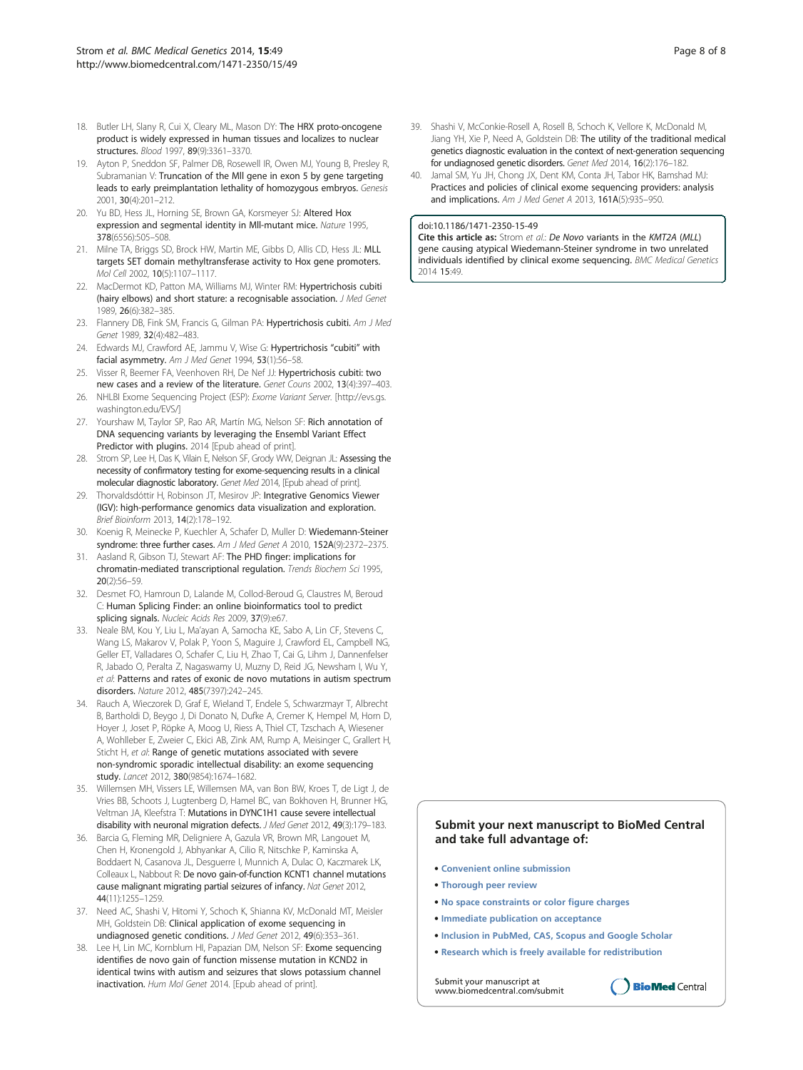18. Butler LH, Slany R, Cui X, Cleary ML, Mason DY: **The HRX proto-oncogene product is widely expressed in human tissues and localizes to nuclear structures.** *Blood* 1997, **89**(9):3361–3370.
19. Ayton P, Sneddon SF, Palmer DB, Rosewell IR, Owen MJ, Young B, Presley R, Subramanian V: **Truncation of the Mll gene in exon 5 by gene targeting leads to early preimplantation lethality of homozygous embryos.** *Genesis* 2001, **30**(4):201–212.
20. Yu BD, Hess JL, Horning SE, Brown GA, Korsmeyer SJ: **Altered Hox expression and segmental identity in Mll-mutant mice.** *Nature* 1995, **378**(6556):505–508.
21. Milne TA, Briggs SD, Brock HW, Martin ME, Gibbs D, Allis CD, Hess JL: **MLL targets SET domain methyltransferase activity to Hox gene promoters.** *Mol Cell* 2002, **10**(5):1107–1117.
22. MacDermot KD, Patton MA, Williams MJ, Winter RM: **Hypertrichosis cubiti (hairy elbows) and short stature: a recognisable association.** *J Med Genet* 1989, **26**(6):382–385.
23. Flannery DB, Fink SM, Francis G, Gilman PA: **Hypertrichosis cubiti.** *Am J Med Genet* 1989, **32**(4):482–483.
24. Edwards MJ, Crawford AE, Jammu V, Wise G: **Hypertrichosis "cubiti" with facial asymmetry.** *Am J Med Genet* 1994, **53**(1):56–58.
25. Visser R, Beemer FA, Veenhoven RH, De Nef JJ: **Hypertrichosis cubiti: two new cases and a review of the literature.** *Genet Couns* 2002, **13**(4):397–403.
26. NHLBI Exome Sequencing Project (ESP): *Exome Variant Server.* [http://evs.gs.washington.edu/EVS/]
27. Yourshaw M, Taylor SP, Rao AR, Martín MG, Nelson SF: **Rich annotation of DNA sequencing variants by leveraging the Ensembl Variant Effect Predictor with plugins.** 2014 [Epub ahead of print].
28. Strom SP, Lee H, Das K, Vilain E, Nelson SF, Grody WW, Deignan JL: **Assessing the necessity of confirmatory testing for exome-sequencing results in a clinical molecular diagnostic laboratory.** *Genet Med* 2014, [Epub ahead of print].
29. Thorvaldsdóttir H, Robinson JT, Mesirov JP: **Integrative Genomics Viewer (IGV): high-performance genomics data visualization and exploration.** *Brief Bioinform* 2013, **14**(2):178–192.
30. Koenig R, Meinecke P, Kuechler A, Schafer D, Muller D: **Wiedemann-Steiner syndrome: three further cases.** *Am J Med Genet A* 2010, **152A**(9):2372–2375.
31. Aasland R, Gibson TJ, Stewart AF: **The PHD finger: implications for chromatin-mediated transcriptional regulation.** *Trends Biochem Sci* 1995, **20**(2):56–59.
32. Desmet FO, Hamroun D, Lalande M, Collod-Beroud G, Claustres M, Beroud C: **Human Splicing Finder: an online bioinformatics tool to predict splicing signals.** *Nucleic Acids Res* 2009, **37**(9):e67.
33. Neale BM, Kou Y, Liu L, Ma'ayan A, Samocha KE, Sabo A, Lin CF, Stevens C, Wang LS, Makarov V, Polak P, Yoon S, Maguire J, Crawford EL, Campbell NG, Geller ET, Valladares O, Schafer C, Liu H, Zhao T, Cai G, Lihm J, Dannenfelser R, Jabado O, Peralta Z, Nagaswamy U, Muzny D, Reid JG, Newsham I, Wu Y, *et al*: **Patterns and rates of exonic de novo mutations in autism spectrum disorders.** *Nature* 2012, **485**(7397):242–245.
34. Rauch A, Wieczorek D, Graf E, Wieland T, Endele S, Schwarzmayr T, Albrecht B, Bartholdi D, Beygo J, Di Donato N, Dufke A, Cremer K, Hempel M, Horn D, Hoyer J, Joset P, Röpke A, Moog U, Riess A, Thiel CT, Tzschach A, Wiesener A, Wohlleber E, Zweier C, Ekici AB, Zink AM, Rump A, Meisinger C, Grallert H, Sticht H, *et al*: **Range of genetic mutations associated with severe non-syndromic sporadic intellectual disability: an exome sequencing study.** *Lancet* 2012, **380**(9854):1674–1682.
35. Willemsen MH, Vissers LE, Willemsen MA, van Bon BW, Kroes T, de Ligt J, de Vries BB, Schoots J, Lugtenberg D, Hamel BC, van Bokhoven H, Brunner HG, Veltman JA, Kleefstra T: **Mutations in DYNC1H1 cause severe intellectual disability with neuronal migration defects.** *J Med Genet* 2012, **49**(3):179–183.
36. Barcia G, Fleming MR, Deligniere A, Gazula VR, Brown MR, Langouet M, Chen H, Kronengold J, Abhyankar A, Cilio R, Nitschke P, Kaminska A, Boddaert N, Casanova JL, Desguerre I, Munnich A, Dulac O, Kaczmarek LK, Colleaux L, Nabbout R: **De novo gain-of-function KCNT1 channel mutations cause malignant migrating partial seizures of infancy.** *Nat Genet* 2012, **44**(11):1255–1259.
37. Need AC, Shashi V, Hitomi Y, Schoch K, Shianna KV, McDonald MT, Meisler MH, Goldstein DB: **Clinical application of exome sequencing in undiagnosed genetic conditions.** *J Med Genet* 2012, **49**(6):353–361.
38. Lee H, Lin MC, Kornblum HI, Papazian DM, Nelson SF: **Exome sequencing identifies de novo gain of function missense mutation in KCND2 in identical twins with autism and seizures that slows potassium channel inactivation.** *Hum Mol Genet* 2014. [Epub ahead of print].
39. Shashi V, McConkie-Rosell A, Rosell B, Schoch K, Vellore K, McDonald M, Jiang YH, Xie P, Need A, Goldstein DB: **The utility of the traditional medical genetics diagnostic evaluation in the context of next-generation sequencing for undiagnosed genetic disorders.** *Genet Med* 2014, **16**(2):176–182.
40. Jamal SM, Yu JH, Chong JX, Dent KM, Conta JH, Tabor HK, Bamshad MJ: **Practices and policies of clinical exome sequencing providers: analysis and implications.** *Am J Med Genet A* 2013, **161A**(5):935–950.

doi:10.1186/1471-2350-15-49

**Cite this article as:** Strom *et al.*: *De Novo* variants in the *KMT2A* (*MLL*) gene causing atypical Wiedemann-Steiner syndrome in two unrelated individuals identified by clinical exome sequencing. *BMC Medical Genetics* 2014 **15**:49.

**Submit your next manuscript to BioMed Central and take full advantage of:**

- **Convenient online submission**
- **Thorough peer review**
- **No space constraints or color figure charges**
- **Immediate publication on acceptance**
- **Inclusion in PubMed, CAS, Scopus and Google Scholar**
- **Research which is freely available for redistribution**

Submit your manuscript at www.biomedcentral.com/submit

BioMed Central